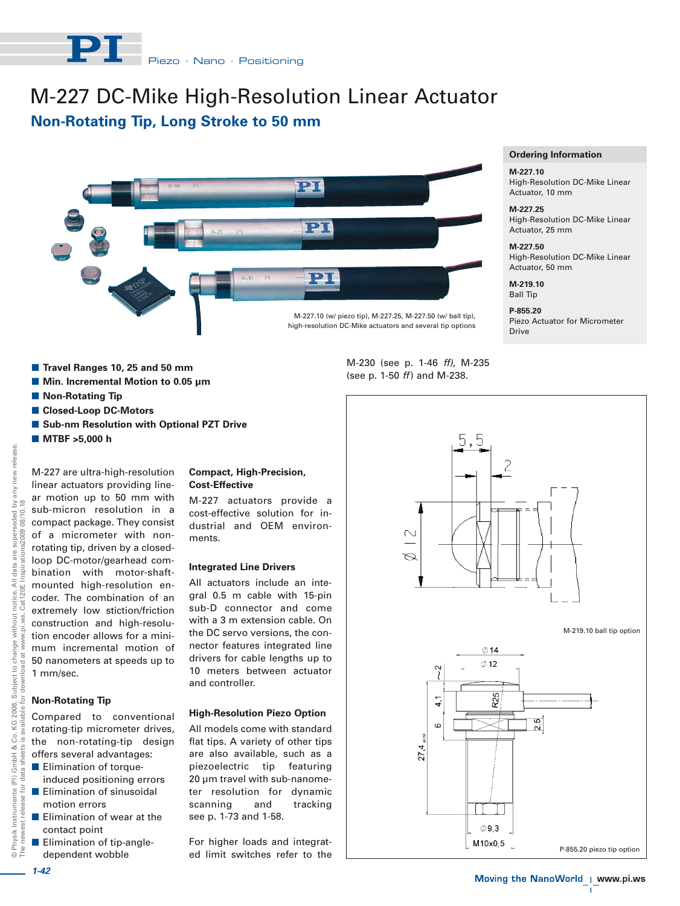# M-227 DC-Mike High-Resolution Linear Actuator

## Non-Rotating Tip, Long Stroke to 50 mm

M-227.10 (w/ piezo tip), M-227.25, M-227.50 (w/ ball tip), high-resolution DC-Mike actuators and several tip options

### Ordering Information

**M-227.10**
High-Resolution DC-Mike Linear Actuator, 10 mm

**M-227.25**
High-Resolution DC-Mike Linear Actuator, 25 mm

**M-227.50**
High-Resolution DC-Mike Linear Actuator, 50 mm

**M-219.10**
Ball Tip

**P-855.20**
Piezo Actuator for Micrometer Drive

- **Travel Ranges 10, 25 and 50 mm**
- **Min. Incremental Motion to 0.05 µm**
- **Non-Rotating Tip**
- **Closed-Loop DC-Motors**
- **Sub-nm Resolution with Optional PZT Drive**
- **MTBF >5,000 h**

M-227 are ultra-high-resolution linear actuators providing linear motion up to 50 mm with sub-micron resolution in a compact package. They consist of a micrometer with non-rotating tip, driven by a closed-loop DC-motor/gearhead combination with motor-shaft-mounted high-resolution encoder. The combination of an extremely low stiction/friction construction and high-resolution encoder allows for a minimum incremental motion of 50 nanometers at speeds up to 1 mm/sec.

### Non-Rotating Tip

Compared to conventional rotating-tip micrometer drives, the non-rotating-tip design offers several advantages:

- Elimination of torque-induced positioning errors
- Elimination of sinusoidal motion errors
- Elimination of wear at the contact point
- Elimination of tip-angle-dependent wobble

### Compact, High-Precision, Cost-Effective

M-227 actuators provide a cost-effective solution for industrial and OEM environments.

### Integrated Line Drivers

All actuators include an integral 0.5 m cable with 15-pin sub-D connector and come with a 3 m extension cable. On the DC servo versions, the connector features integrated line drivers for cable lengths up to 10 meters between actuator and controller.

### High-Resolution Piezo Option

All models come with standard flat tips. A variety of other tips are also available, such as a piezoelectric tip featuring 20 µm travel with sub-nanometer resolution for dynamic scanning and tracking see p. 1-73 and 1-58.

For higher loads and integrated limit switches refer to the M-230 (see p. 1-46 *ff*), M-235 (see p. 1-50 *ff*) and M-238.

M-219.10 ball tip option

P-855.20 piezo tip option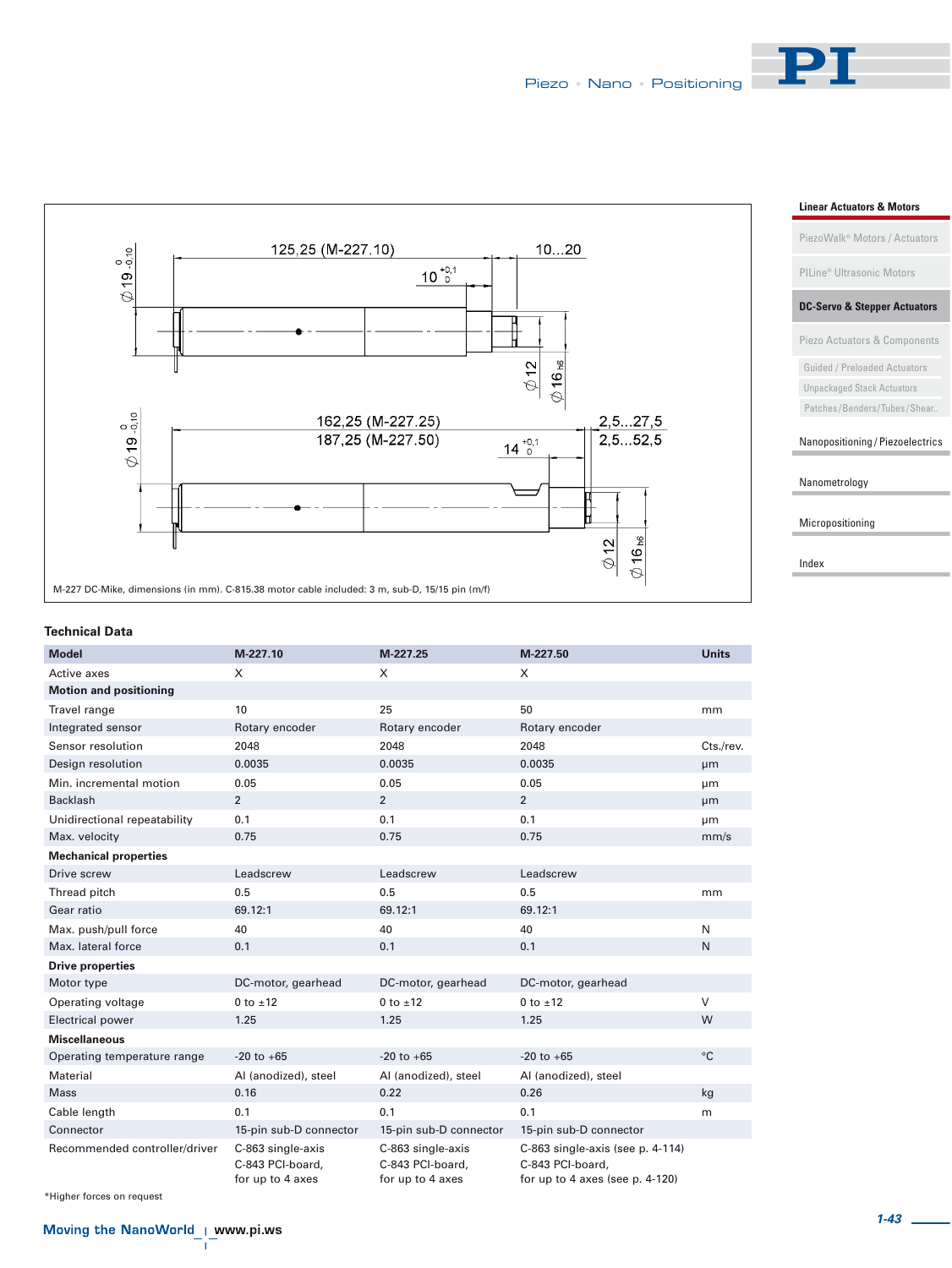125,25 (M-227.10)

10...20

$10^{+0,1}_{0}$

$\varnothing 19^{0}_{-0,10}$

$\varnothing 12$

$\varnothing 16_{h8}$

162,25 (M-227.25)

187,25 (M-227.50)

2,5...27,5

2,5...52,5

$14^{+0,1}_{0}$

$\varnothing 19^{0}_{-0,10}$

$\varnothing 12$

$\varnothing 16_{h8}$

M-227 DC-Mike, dimensions (in mm). C-815.38 motor cable included: 3 m, sub-D, 15/15 pin (m/f)

### Technical Data

| Model | M-227.10 | M-227.25 | M-227.50 | Units |
|---|---|---|---|---|
| Active axes | X | X | X | |
| **Motion and positioning** | | | | |
| Travel range | 10 | 25 | 50 | mm |
| Integrated sensor | Rotary encoder | Rotary encoder | Rotary encoder | |
| Sensor resolution | 2048 | 2048 | 2048 | Cts./rev. |
| Design resolution | 0.0035 | 0.0035 | 0.0035 | µm |
| Min. incremental motion | 0.05 | 0.05 | 0.05 | µm |
| Backlash | 2 | 2 | 2 | µm |
| Unidirectional repeatability | 0.1 | 0.1 | 0.1 | µm |
| Max. velocity | 0.75 | 0.75 | 0.75 | mm/s |
| **Mechanical properties** | | | | |
| Drive screw | Leadscrew | Leadscrew | Leadscrew | |
| Thread pitch | 0.5 | 0.5 | 0.5 | mm |
| Gear ratio | 69.12:1 | 69.12:1 | 69.12:1 | |
| Max. push/pull force | 40 | 40 | 40 | N |
| Max. lateral force | 0.1 | 0.1 | 0.1 | N |
| **Drive properties** | | | | |
| Motor type | DC-motor, gearhead | DC-motor, gearhead | DC-motor, gearhead | |
| Operating voltage | 0 to ±12 | 0 to ±12 | 0 to ±12 | V |
| Electrical power | 1.25 | 1.25 | 1.25 | W |
| **Miscellaneous** | | | | |
| Operating temperature range | -20 to +65 | -20 to +65 | -20 to +65 | °C |
| Material | Al (anodized), steel | Al (anodized), steel | Al (anodized), steel | |
| Mass | 0.16 | 0.22 | 0.26 | kg |
| Cable length | 0.1 | 0.1 | 0.1 | m |
| Connector | 15-pin sub-D connector | 15-pin sub-D connector | 15-pin sub-D connector | |
| Recommended controller/driver | C-863 single-axis C-843 PCI-board, for up to 4 axes | C-863 single-axis C-843 PCI-board, for up to 4 axes | C-863 single-axis (see p. 4-114) C-843 PCI-board, for up to 4 axes (see p. 4-120) | |

*Higher forces on request